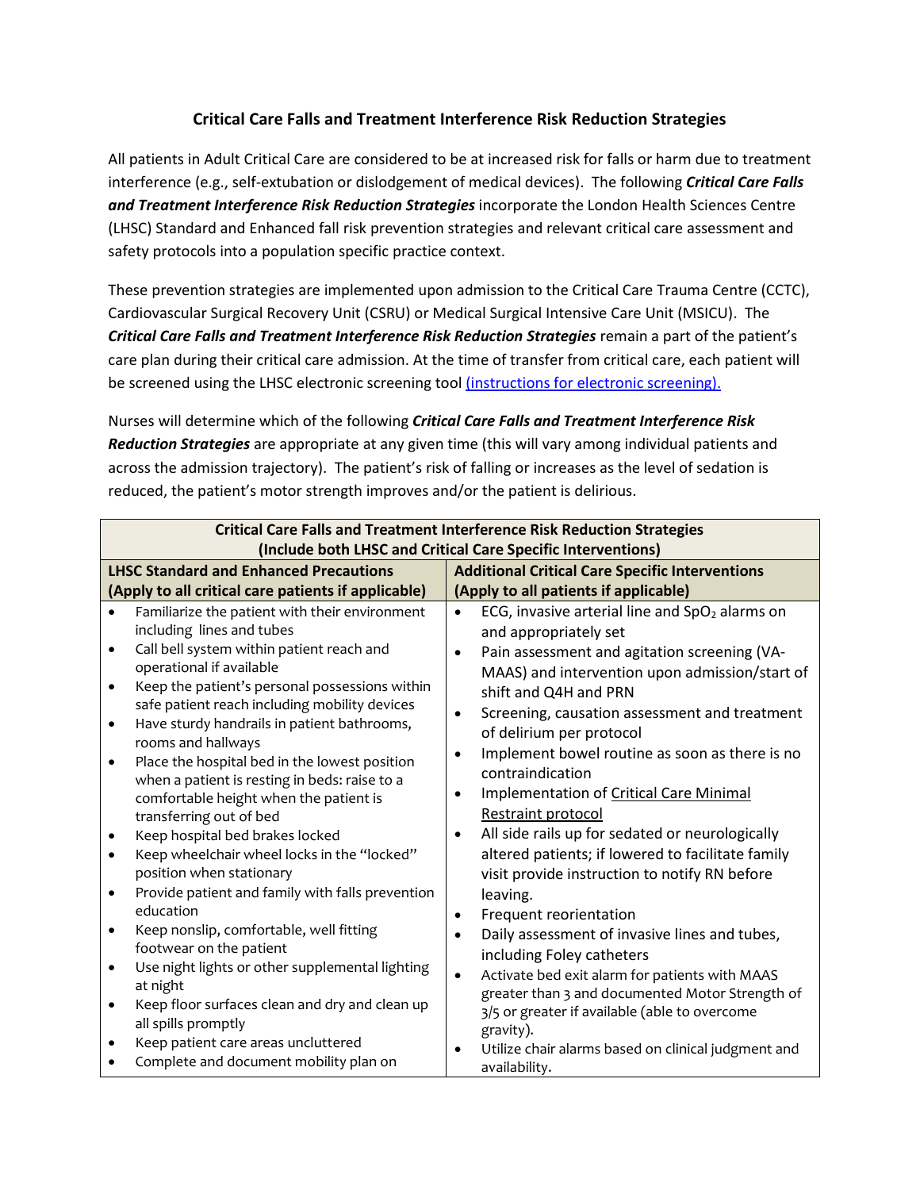# Critical Care Falls and Treatment Interference Risk Reduction Strategies

All patients in Adult Critical Care are considered to be at increased risk for falls or harm due to treatment interference (e.g., self-extubation or dislodgement of medical devices). The following ***Critical Care Falls and Treatment Interference Risk Reduction Strategies*** incorporate the London Health Sciences Centre (LHSC) Standard and Enhanced fall risk prevention strategies and relevant critical care assessment and safety protocols into a population specific practice context.

These prevention strategies are implemented upon admission to the Critical Care Trauma Centre (CCTC), Cardiovascular Surgical Recovery Unit (CSRU) or Medical Surgical Intensive Care Unit (MSICU). The ***Critical Care Falls and Treatment Interference Risk Reduction Strategies*** remain a part of the patient's care plan during their critical care admission. At the time of transfer from critical care, each patient will be screened using the LHSC electronic screening tool (instructions for electronic screening).

Nurses will determine which of the following ***Critical Care Falls and Treatment Interference Risk Reduction Strategies*** are appropriate at any given time (this will vary among individual patients and across the admission trajectory). The patient's risk of falling or increases as the level of sedation is reduced, the patient's motor strength improves and/or the patient is delirious.

| **Critical Care Falls and Treatment Interference Risk Reduction Strategies (Include both LHSC and Critical Care Specific Interventions)** | |
|---|---|
| **LHSC Standard and Enhanced Precautions (Apply to all critical care patients if applicable)** | **Additional Critical Care Specific Interventions (Apply to all patients if applicable)** |
| • Familiarize the patient with their environment including lines and tubes<br>• Call bell system within patient reach and operational if available<br>• Keep the patient's personal possessions within safe patient reach including mobility devices<br>• Have sturdy handrails in patient bathrooms, rooms and hallways<br>• Place the hospital bed in the lowest position when a patient is resting in beds: raise to a comfortable height when the patient is transferring out of bed<br>• Keep hospital bed brakes locked<br>• Keep wheelchair wheel locks in the "locked" position when stationary<br>• Provide patient and family with falls prevention education<br>• Keep nonslip, comfortable, well fitting footwear on the patient<br>• Use night lights or other supplemental lighting at night<br>• Keep floor surfaces clean and dry and clean up all spills promptly<br>• Keep patient care areas uncluttered<br>• Complete and document mobility plan on | • ECG, invasive arterial line and $SpO_2$ alarms on and appropriately set<br>• Pain assessment and agitation screening (VA-MAAS) and intervention upon admission/start of shift and Q4H and PRN<br>• Screening, causation assessment and treatment of delirium per protocol<br>• Implement bowel routine as soon as there is no contraindication<br>• Implementation of Critical Care Minimal Restraint protocol<br>• All side rails up for sedated or neurologically altered patients; if lowered to facilitate family visit provide instruction to notify RN before leaving.<br>• Frequent reorientation<br>• Daily assessment of invasive lines and tubes, including Foley catheters<br>• Activate bed exit alarm for patients with MAAS greater than 3 and documented Motor Strength of 3/5 or greater if available (able to overcome gravity).<br>• Utilize chair alarms based on clinical judgment and availability. |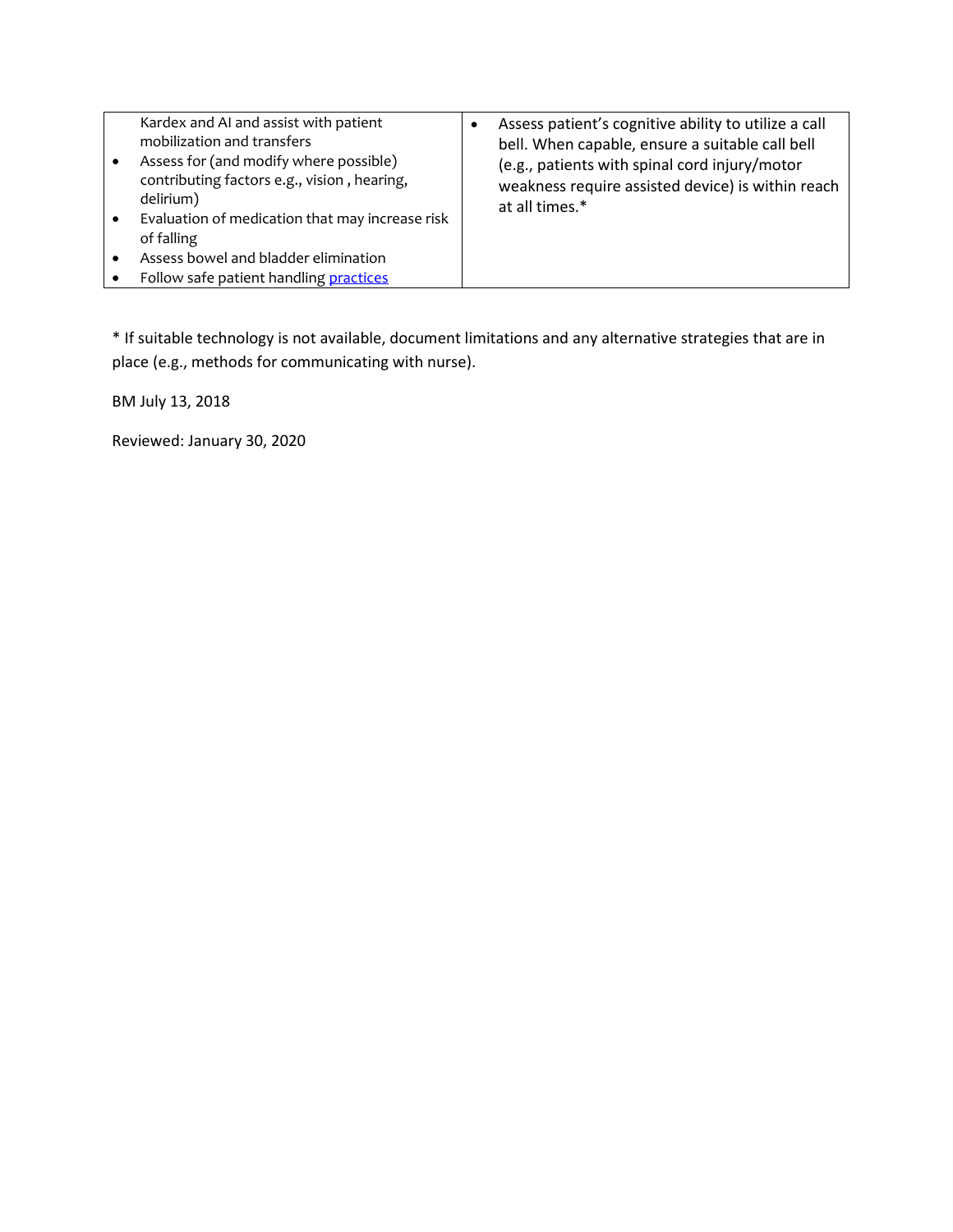| | |
|---|---|
| Kardex and AI and assist with patient mobilization and transfers<br>• Assess for (and modify where possible) contributing factors e.g., vision , hearing, delirium)<br>• Evaluation of medication that may increase risk of falling<br>• Assess bowel and bladder elimination<br>• Follow safe patient handling practices | • Assess patient's cognitive ability to utilize a call bell. When capable, ensure a suitable call bell (e.g., patients with spinal cord injury/motor weakness require assisted device) is within reach at all times.* |

* If suitable technology is not available, document limitations and any alternative strategies that are in place (e.g., methods for communicating with nurse).

BM July 13, 2018

Reviewed: January 30, 2020